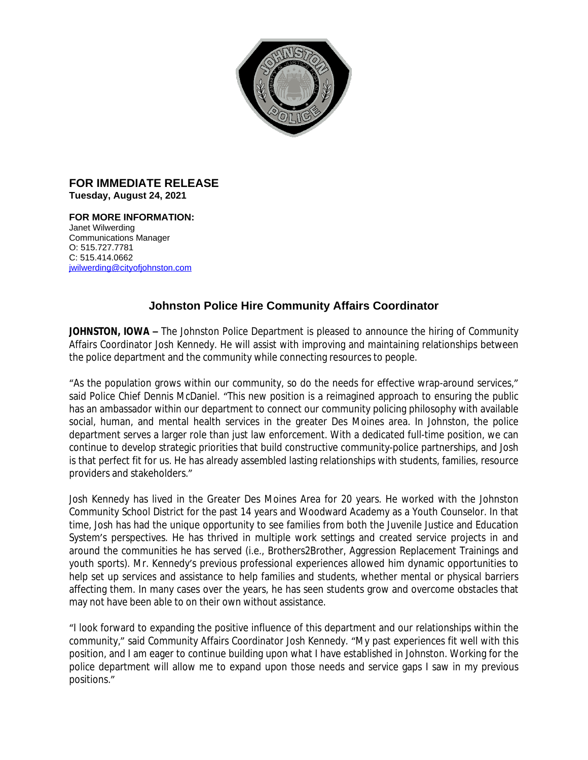**FOR IMMEDIATE RELEASE**
**Tuesday, August 24, 2021**

**FOR MORE INFORMATION:**
Janet Wilwerding
Communications Manager
O: 515.727.7781
C: 515.414.0662
jwilwerding@cityofjohnston.com

# Johnston Police Hire Community Affairs Coordinator

**JOHNSTON, IOWA –** The Johnston Police Department is pleased to announce the hiring of Community Affairs Coordinator Josh Kennedy. He will assist with improving and maintaining relationships between the police department and the community while connecting resources to people.

"As the population grows within our community, so do the needs for effective wrap-around services," said Police Chief Dennis McDaniel. "This new position is a reimagined approach to ensuring the public has an ambassador within our department to connect our community policing philosophy with available social, human, and mental health services in the greater Des Moines area. In Johnston, the police department serves a larger role than just law enforcement. With a dedicated full-time position, we can continue to develop strategic priorities that build constructive community-police partnerships, and Josh is that perfect fit for us. He has already assembled lasting relationships with students, families, resource providers and stakeholders."

Josh Kennedy has lived in the Greater Des Moines Area for 20 years. He worked with the Johnston Community School District for the past 14 years and Woodward Academy as a Youth Counselor. In that time, Josh has had the unique opportunity to see families from both the Juvenile Justice and Education System's perspectives. He has thrived in multiple work settings and created service projects in and around the communities he has served (i.e., Brothers2Brother, Aggression Replacement Trainings and youth sports). Mr. Kennedy's previous professional experiences allowed him dynamic opportunities to help set up services and assistance to help families and students, whether mental or physical barriers affecting them. In many cases over the years, he has seen students grow and overcome obstacles that may not have been able to on their own without assistance.

"I look forward to expanding the positive influence of this department and our relationships within the community," said Community Affairs Coordinator Josh Kennedy. "My past experiences fit well with this position, and I am eager to continue building upon what I have established in Johnston. Working for the police department will allow me to expand upon those needs and service gaps I saw in my previous positions."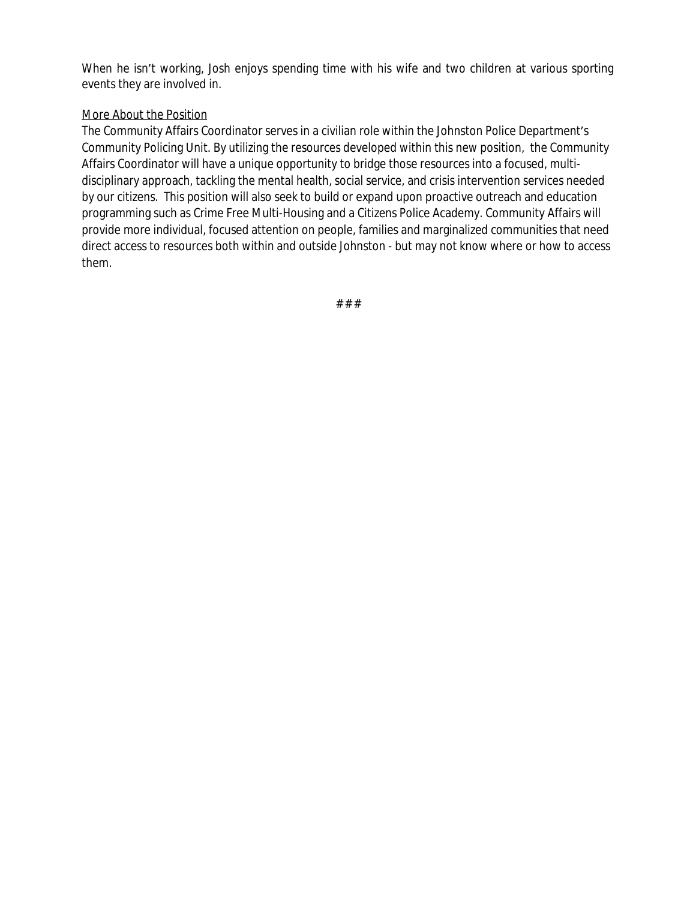When he isn't working, Josh enjoys spending time with his wife and two children at various sporting events they are involved in.

More About the Position

The Community Affairs Coordinator serves in a civilian role within the Johnston Police Department's Community Policing Unit. By utilizing the resources developed within this new position, the Community Affairs Coordinator will have a unique opportunity to bridge those resources into a focused, multi-disciplinary approach, tackling the mental health, social service, and crisis intervention services needed by our citizens. This position will also seek to build or expand upon proactive outreach and education programming such as Crime Free Multi-Housing and a Citizens Police Academy. Community Affairs will provide more individual, focused attention on people, families and marginalized communities that need direct access to resources both within and outside Johnston - but may not know where or how to access them.

###